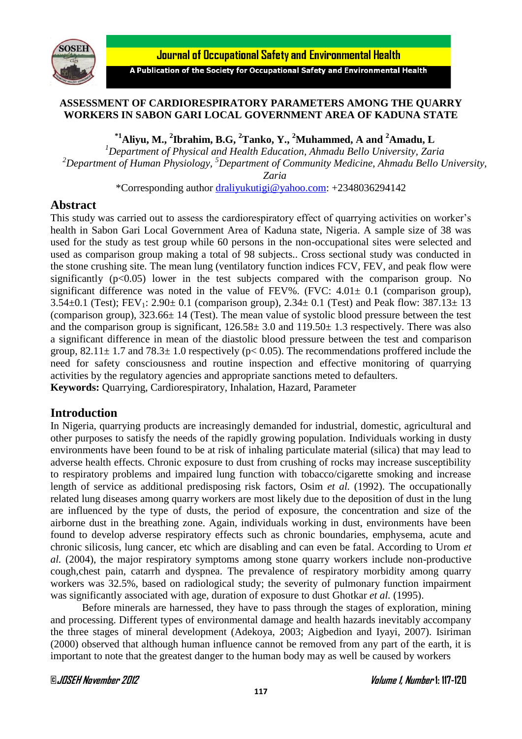# ASSESSMENT OF CARDIORESPIRATORY PARAMETERS AMONG THE QUARRY WORKERS IN SABON GARI LOCAL GOVERNMENT AREA OF KADUNA STATE

**[*1]Aliyu, M., [2]Ibrahim, B.G, [2]Tanko, Y., [2]Muhammed, A and [2]Amadu, L**

[1]*Department of Physical and Health Education, Ahmadu Bello University, Zaria*
[2]*Department of Human Physiology,* [5]*Department of Community Medicine, Ahmadu Bello University, Zaria*

*Corresponding author draliyukutigi@yahoo.com: +2348036294142

## Abstract

This study was carried out to assess the cardiorespiratory effect of quarrying activities on worker's health in Sabon Gari Local Government Area of Kaduna state, Nigeria. A sample size of 38 was used for the study as test group while 60 persons in the non-occupational sites were selected and used as comparison group making a total of 98 subjects.. Cross sectional study was conducted in the stone crushing site. The mean lung (ventilatory function indices FCV, FEV, and peak flow were significantly ($p<0.05$) lower in the test subjects compared with the comparison group. No significant difference was noted in the value of FEV%. (FVC: 4.01± 0.1 (comparison group), 3.54±0.1 (Test); $FEV_1$: 2.90± 0.1 (comparison group), 2.34± 0.1 (Test) and Peak flow: 387.13± 13 (comparison group), 323.66± 14 (Test). The mean value of systolic blood pressure between the test and the comparison group is significant, 126.58± 3.0 and 119.50± 1.3 respectively. There was also a significant difference in mean of the diastolic blood pressure between the test and comparison group, 82.11± 1.7 and 78.3± 1.0 respectively ($p< 0.05$). The recommendations proffered include the need for safety consciousness and routine inspection and effective monitoring of quarrying activities by the regulatory agencies and appropriate sanctions meted to defaulters.

**Keywords:** Quarrying, Cardiorespiratory, Inhalation, Hazard, Parameter

## Introduction

In Nigeria, quarrying products are increasingly demanded for industrial, domestic, agricultural and other purposes to satisfy the needs of the rapidly growing population. Individuals working in dusty environments have been found to be at risk of inhaling particulate material (silica) that may lead to adverse health effects. Chronic exposure to dust from crushing of rocks may increase susceptibility to respiratory problems and impaired lung function with tobacco/cigarette smoking and increase length of service as additional predisposing risk factors, Osim *et al.* (1992). The occupationally related lung diseases among quarry workers are most likely due to the deposition of dust in the lung are influenced by the type of dusts, the period of exposure, the concentration and size of the airborne dust in the breathing zone. Again, individuals working in dust, environments have been found to develop adverse respiratory effects such as chronic boundaries, emphysema, acute and chronic silicosis, lung cancer, etc which are disabling and can even be fatal. According to Urom *et al.* (2004), the major respiratory symptoms among stone quarry workers include non-productive cough,chest pain, catarrh and dyspnea. The prevalence of respiratory morbidity among quarry workers was 32.5%, based on radiological study; the severity of pulmonary function impairment was significantly associated with age, duration of exposure to dust Ghotkar *et al.* (1995).

Before minerals are harnessed, they have to pass through the stages of exploration, mining and processing. Different types of environmental damage and health hazards inevitably accompany the three stages of mineral development (Adekoya, 2003; Aigbedion and Iyayi, 2007). Isiriman (2000) observed that although human influence cannot be removed from any part of the earth, it is important to note that the greatest danger to the human body may as well be caused by workers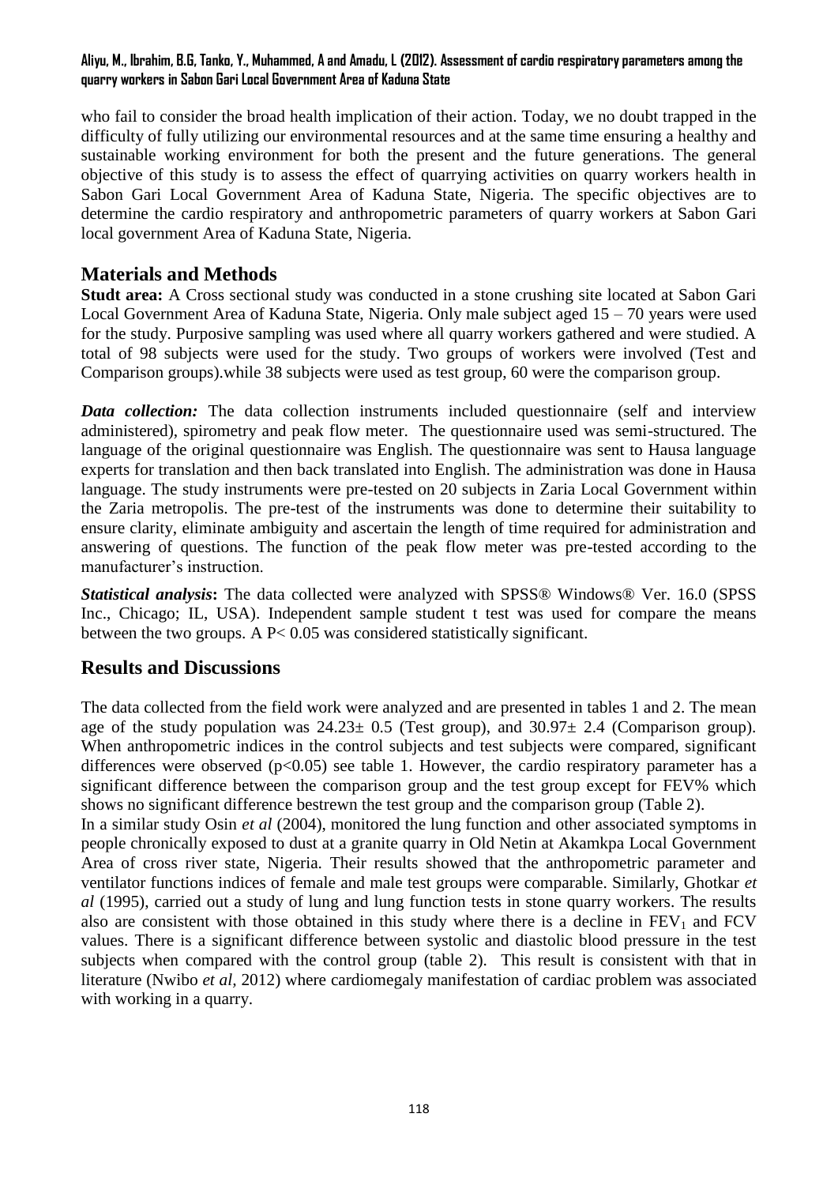who fail to consider the broad health implication of their action. Today, we no doubt trapped in the difficulty of fully utilizing our environmental resources and at the same time ensuring a healthy and sustainable working environment for both the present and the future generations. The general objective of this study is to assess the effect of quarrying activities on quarry workers health in Sabon Gari Local Government Area of Kaduna State, Nigeria. The specific objectives are to determine the cardio respiratory and anthropometric parameters of quarry workers at Sabon Gari local government Area of Kaduna State, Nigeria.

## Materials and Methods

**Studt area:** A Cross sectional study was conducted in a stone crushing site located at Sabon Gari Local Government Area of Kaduna State, Nigeria. Only male subject aged 15 – 70 years were used for the study. Purposive sampling was used where all quarry workers gathered and were studied. A total of 98 subjects were used for the study. Two groups of workers were involved (Test and Comparison groups).while 38 subjects were used as test group, 60 were the comparison group.

***Data collection:*** The data collection instruments included questionnaire (self and interview administered), spirometry and peak flow meter. The questionnaire used was semi-structured. The language of the original questionnaire was English. The questionnaire was sent to Hausa language experts for translation and then back translated into English. The administration was done in Hausa language. The study instruments were pre-tested on 20 subjects in Zaria Local Government within the Zaria metropolis. The pre-test of the instruments was done to determine their suitability to ensure clarity, eliminate ambiguity and ascertain the length of time required for administration and answering of questions. The function of the peak flow meter was pre-tested according to the manufacturer's instruction.

***Statistical analysis*:** The data collected were analyzed with SPSS® Windows® Ver. 16.0 (SPSS Inc., Chicago; IL, USA). Independent sample student t test was used for compare the means between the two groups. A $P < 0.05$ was considered statistically significant.

## Results and Discussions

The data collected from the field work were analyzed and are presented in tables 1 and 2. The mean age of the study population was $24.23 \pm 0.5$ (Test group), and $30.97 \pm 2.4$ (Comparison group). When anthropometric indices in the control subjects and test subjects were compared, significant differences were observed ($p<0.05$) see table 1. However, the cardio respiratory parameter has a significant difference between the comparison group and the test group except for FEV% which shows no significant difference bestrewn the test group and the comparison group (Table 2).

In a similar study Osin *et al* (2004), monitored the lung function and other associated symptoms in people chronically exposed to dust at a granite quarry in Old Netin at Akamkpa Local Government Area of cross river state, Nigeria. Their results showed that the anthropometric parameter and ventilator functions indices of female and male test groups were comparable. Similarly, Ghotkar *et al* (1995), carried out a study of lung and lung function tests in stone quarry workers. The results also are consistent with those obtained in this study where there is a decline in $FEV_1$ and FCV values. There is a significant difference between systolic and diastolic blood pressure in the test subjects when compared with the control group (table 2). This result is consistent with that in literature (Nwibo *et al*, 2012) where cardiomegaly manifestation of cardiac problem was associated with working in a quarry.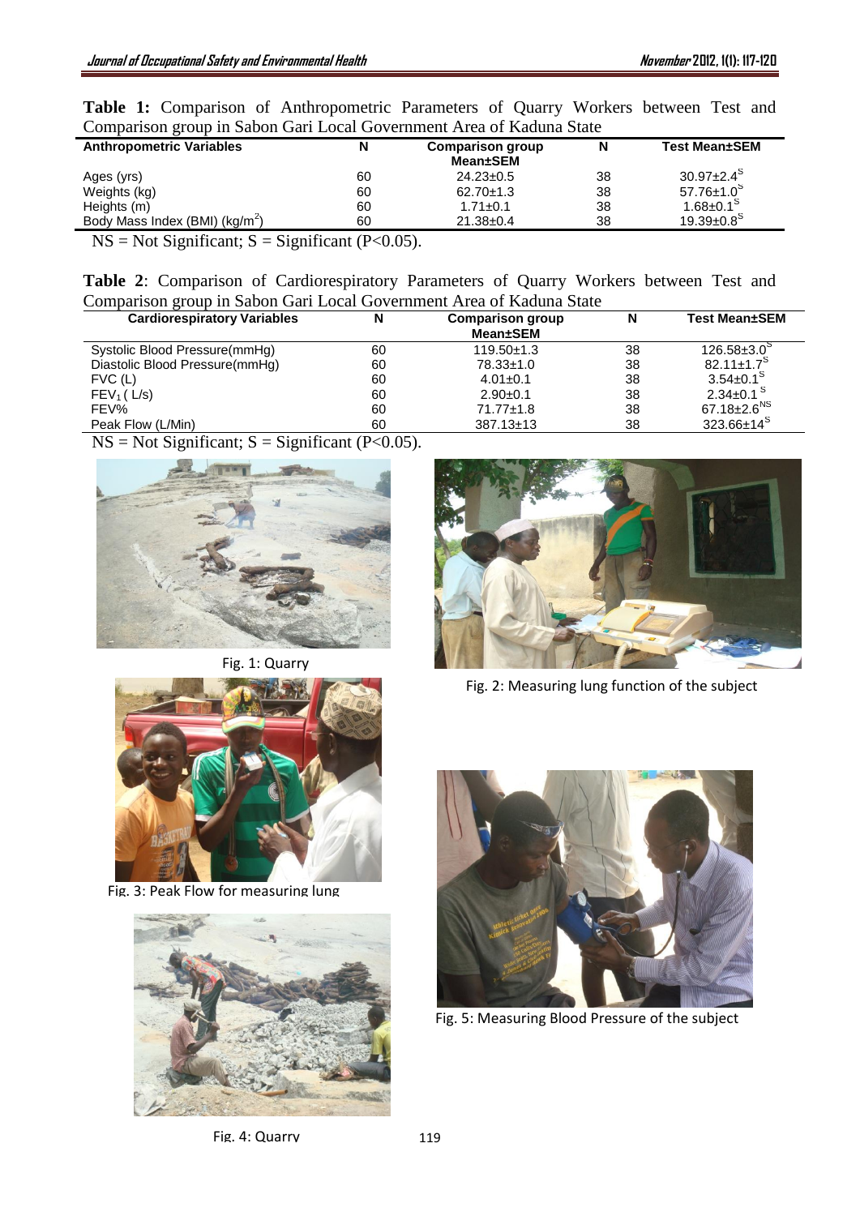**Table 1:** Comparison of Anthropometric Parameters of Quarry Workers between Test and Comparison group in Sabon Gari Local Government Area of Kaduna State

| Anthropometric Variables | N | Comparison group Mean±SEM | N | Test Mean±SEM |
|---|---|---|---|---|
| Ages (yrs) | 60 | 24.23±0.5 | 38 | 30.97±2.4$^{S}$ |
| Weights (kg) | 60 | 62.70±1.3 | 38 | 57.76±1.0$^{S}$ |
| Heights (m) | 60 | 1.71±0.1 | 38 | 1.68±0.1$^{S}$ |
| Body Mass Index (BMI) (kg/m$^{2}$) | 60 | 21.38±0.4 | 38 | 19.39±0.8$^{S}$ |

NS = Not Significant; S = Significant (P<0.05).

**Table 2**: Comparison of Cardiorespiratory Parameters of Quarry Workers between Test and Comparison group in Sabon Gari Local Government Area of Kaduna State

| Cardiorespiratory Variables | N | Comparison group Mean±SEM | N | Test Mean±SEM |
|---|---|---|---|---|
| Systolic Blood Pressure(mmHg) | 60 | 119.50±1.3 | 38 | 126.58±3.0$^{S}$ |
| Diastolic Blood Pressure(mmHg) | 60 | 78.33±1.0 | 38 | 82.11±1.7$^{S}$ |
| FVC (L) | 60 | 4.01±0.1 | 38 | 3.54±0.1$^{S}$ |
| $FEV_1$ ( L/s) | 60 | 2.90±0.1 | 38 | 2.34±0.1$^{S}$ |
| FEV% | 60 | 71.77±1.8 | 38 | 67.18±2.6$^{NS}$ |
| Peak Flow (L/Min) | 60 | 387.13±13 | 38 | 323.66±14$^{S}$ |

NS = Not Significant; S = Significant (P<0.05).

Fig. 1: Quarry

Fig. 2: Measuring lung function of the subject

Fig. 3: Peak Flow for measuring lung

Fig. 4: Quarry

Fig. 5: Measuring Blood Pressure of the subject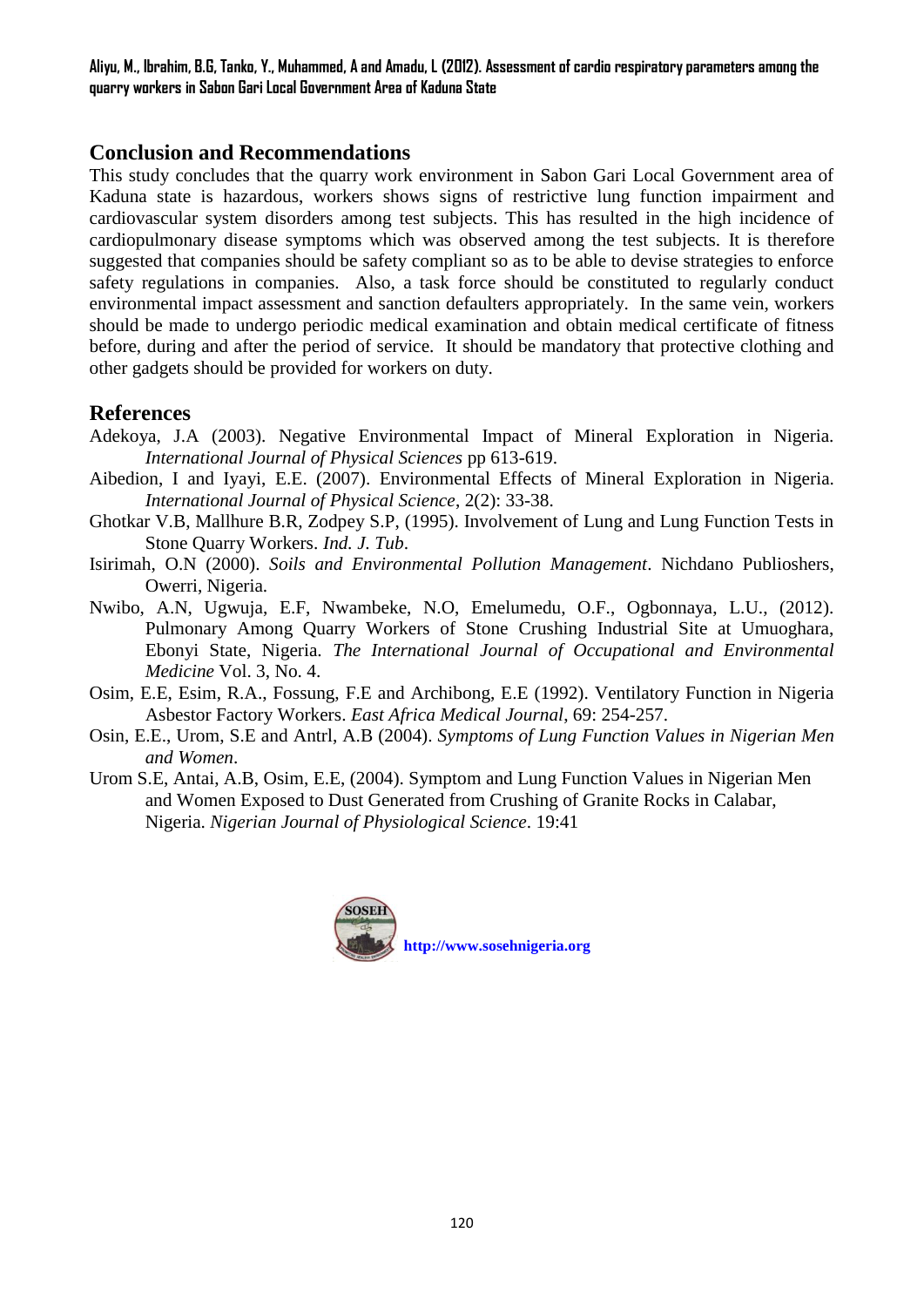## Conclusion and Recommendations

This study concludes that the quarry work environment in Sabon Gari Local Government area of Kaduna state is hazardous, workers shows signs of restrictive lung function impairment and cardiovascular system disorders among test subjects. This has resulted in the high incidence of cardiopulmonary disease symptoms which was observed among the test subjects. It is therefore suggested that companies should be safety compliant so as to be able to devise strategies to enforce safety regulations in companies. Also, a task force should be constituted to regularly conduct environmental impact assessment and sanction defaulters appropriately. In the same vein, workers should be made to undergo periodic medical examination and obtain medical certificate of fitness before, during and after the period of service. It should be mandatory that protective clothing and other gadgets should be provided for workers on duty.

## References

Adekoya, J.A (2003). Negative Environmental Impact of Mineral Exploration in Nigeria. *International Journal of Physical Sciences* pp 613-619.

Aibedion, I and Iyayi, E.E. (2007). Environmental Effects of Mineral Exploration in Nigeria. *International Journal of Physical Science*, 2(2): 33-38.

Ghotkar V.B, Mallhure B.R, Zodpey S.P, (1995). Involvement of Lung and Lung Function Tests in Stone Quarry Workers. *Ind. J. Tub*.

Isirimah, O.N (2000). *Soils and Environmental Pollution Management*. Nichdano Publioshers, Owerri, Nigeria.

Nwibo, A.N, Ugwuja, E.F, Nwambeke, N.O, Emelumedu, O.F., Ogbonnaya, L.U., (2012). Pulmonary Among Quarry Workers of Stone Crushing Industrial Site at Umuoghara, Ebonyi State, Nigeria. *The International Journal of Occupational and Environmental Medicine* Vol. 3, No. 4.

Osim, E.E, Esim, R.A., Fossung, F.E and Archibong, E.E (1992). Ventilatory Function in Nigeria Asbestor Factory Workers. *East Africa Medical Journal*, 69: 254-257.

Osin, E.E., Urom, S.E and Antrl, A.B (2004). *Symptoms of Lung Function Values in Nigerian Men and Women*.

Urom S.E, Antai, A.B, Osim, E.E, (2004). Symptom and Lung Function Values in Nigerian Men and Women Exposed to Dust Generated from Crushing of Granite Rocks in Calabar, Nigeria. *Nigerian Journal of Physiological Science*. 19:41

http://www.sosehnigeria.org